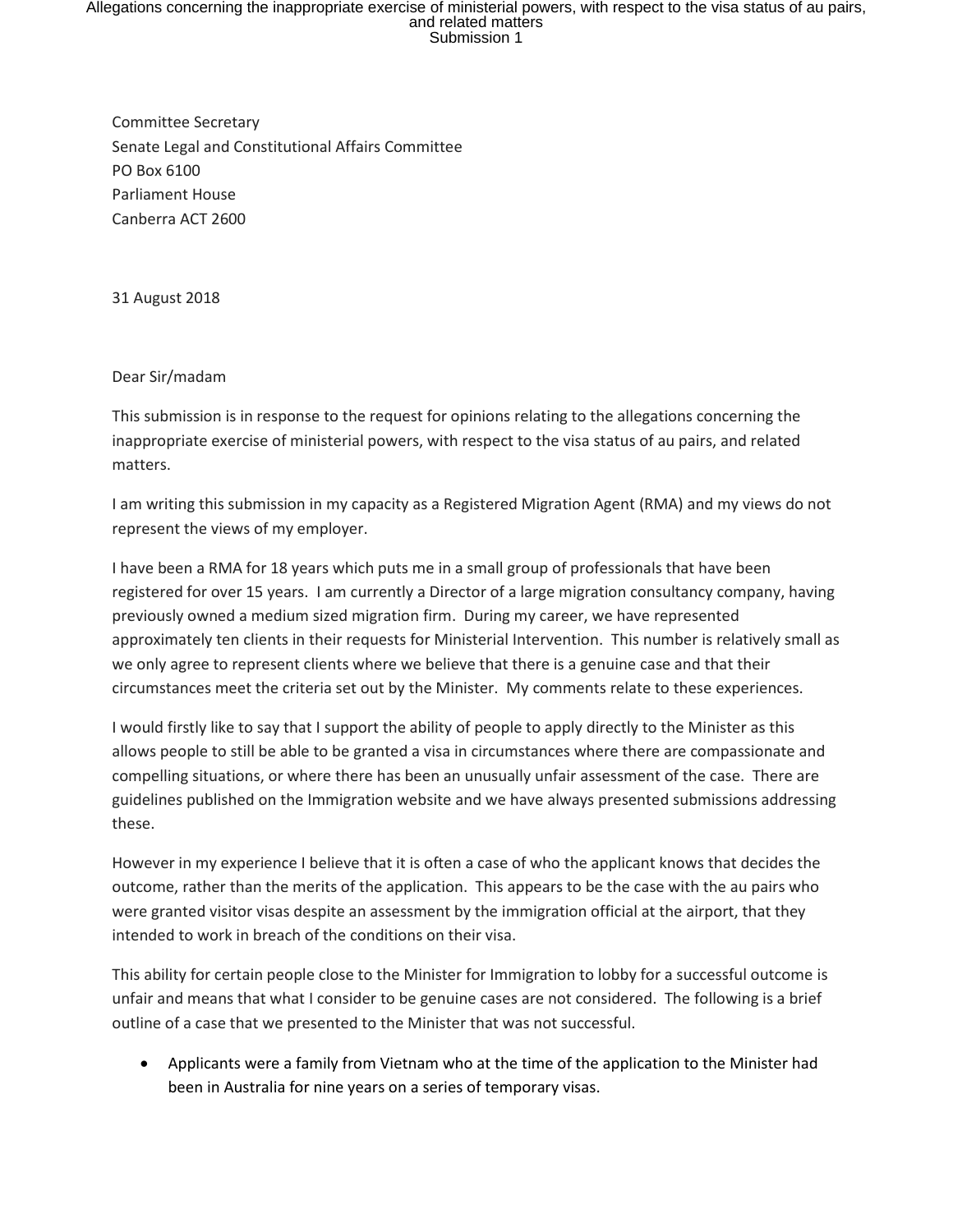Committee Secretary
Senate Legal and Constitutional Affairs Committee
PO Box 6100
Parliament House
Canberra ACT 2600

31 August 2018

Dear Sir/madam

This submission is in response to the request for opinions relating to the allegations concerning the inappropriate exercise of ministerial powers, with respect to the visa status of au pairs, and related matters.

I am writing this submission in my capacity as a Registered Migration Agent (RMA) and my views do not represent the views of my employer.

I have been a RMA for 18 years which puts me in a small group of professionals that have been registered for over 15 years. I am currently a Director of a large migration consultancy company, having previously owned a medium sized migration firm. During my career, we have represented approximately ten clients in their requests for Ministerial Intervention. This number is relatively small as we only agree to represent clients where we believe that there is a genuine case and that their circumstances meet the criteria set out by the Minister. My comments relate to these experiences.

I would firstly like to say that I support the ability of people to apply directly to the Minister as this allows people to still be able to be granted a visa in circumstances where there are compassionate and compelling situations, or where there has been an unusually unfair assessment of the case. There are guidelines published on the Immigration website and we have always presented submissions addressing these.

However in my experience I believe that it is often a case of who the applicant knows that decides the outcome, rather than the merits of the application. This appears to be the case with the au pairs who were granted visitor visas despite an assessment by the immigration official at the airport, that they intended to work in breach of the conditions on their visa.

This ability for certain people close to the Minister for Immigration to lobby for a successful outcome is unfair and means that what I consider to be genuine cases are not considered. The following is a brief outline of a case that we presented to the Minister that was not successful.

- Applicants were a family from Vietnam who at the time of the application to the Minister had been in Australia for nine years on a series of temporary visas.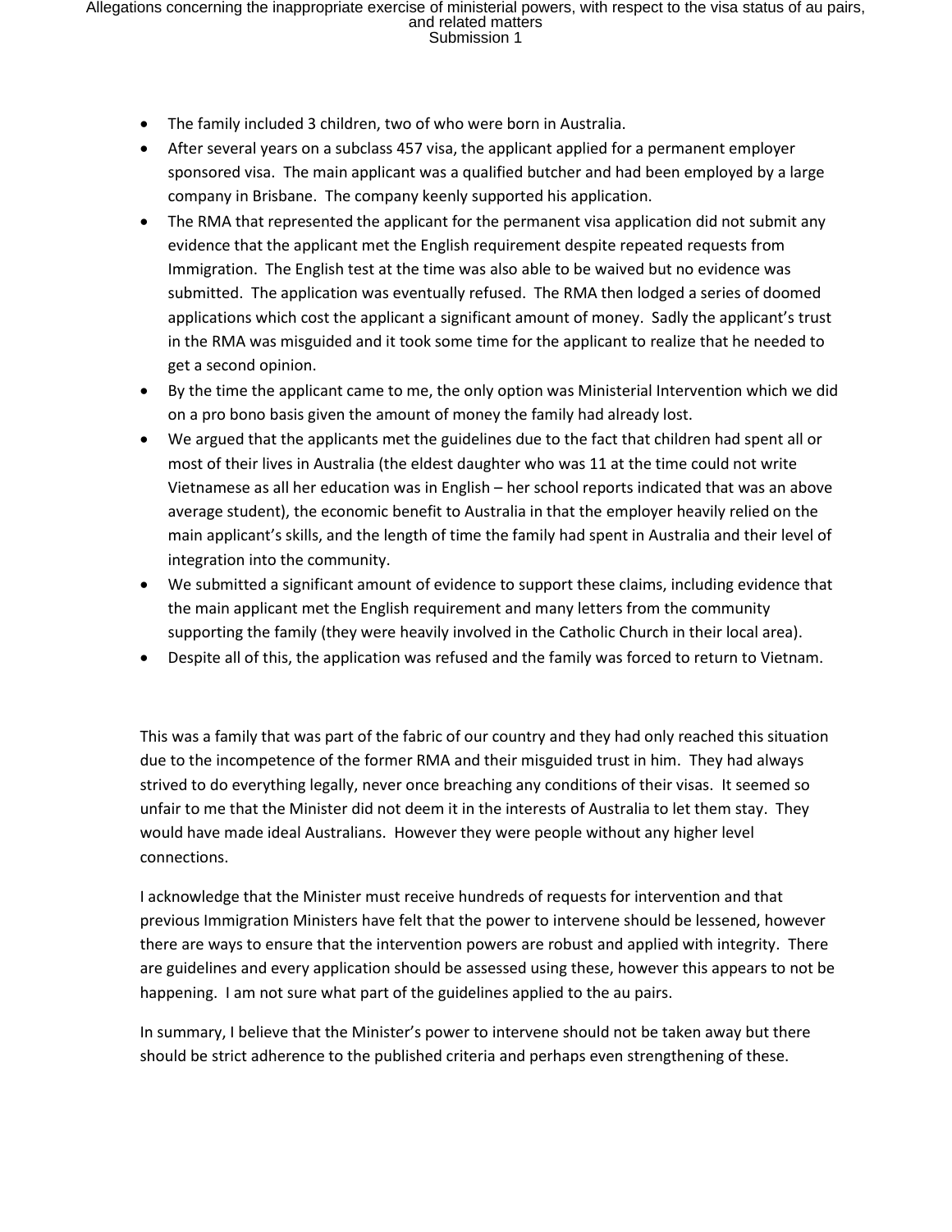- The family included 3 children, two of who were born in Australia.
- After several years on a subclass 457 visa, the applicant applied for a permanent employer sponsored visa. The main applicant was a qualified butcher and had been employed by a large company in Brisbane. The company keenly supported his application.
- The RMA that represented the applicant for the permanent visa application did not submit any evidence that the applicant met the English requirement despite repeated requests from Immigration. The English test at the time was also able to be waived but no evidence was submitted. The application was eventually refused. The RMA then lodged a series of doomed applications which cost the applicant a significant amount of money. Sadly the applicant's trust in the RMA was misguided and it took some time for the applicant to realize that he needed to get a second opinion.
- By the time the applicant came to me, the only option was Ministerial Intervention which we did on a pro bono basis given the amount of money the family had already lost.
- We argued that the applicants met the guidelines due to the fact that children had spent all or most of their lives in Australia (the eldest daughter who was 11 at the time could not write Vietnamese as all her education was in English – her school reports indicated that was an above average student), the economic benefit to Australia in that the employer heavily relied on the main applicant's skills, and the length of time the family had spent in Australia and their level of integration into the community.
- We submitted a significant amount of evidence to support these claims, including evidence that the main applicant met the English requirement and many letters from the community supporting the family (they were heavily involved in the Catholic Church in their local area).
- Despite all of this, the application was refused and the family was forced to return to Vietnam.

This was a family that was part of the fabric of our country and they had only reached this situation due to the incompetence of the former RMA and their misguided trust in him. They had always strived to do everything legally, never once breaching any conditions of their visas. It seemed so unfair to me that the Minister did not deem it in the interests of Australia to let them stay. They would have made ideal Australians. However they were people without any higher level connections.

I acknowledge that the Minister must receive hundreds of requests for intervention and that previous Immigration Ministers have felt that the power to intervene should be lessened, however there are ways to ensure that the intervention powers are robust and applied with integrity. There are guidelines and every application should be assessed using these, however this appears to not be happening. I am not sure what part of the guidelines applied to the au pairs.

In summary, I believe that the Minister's power to intervene should not be taken away but there should be strict adherence to the published criteria and perhaps even strengthening of these.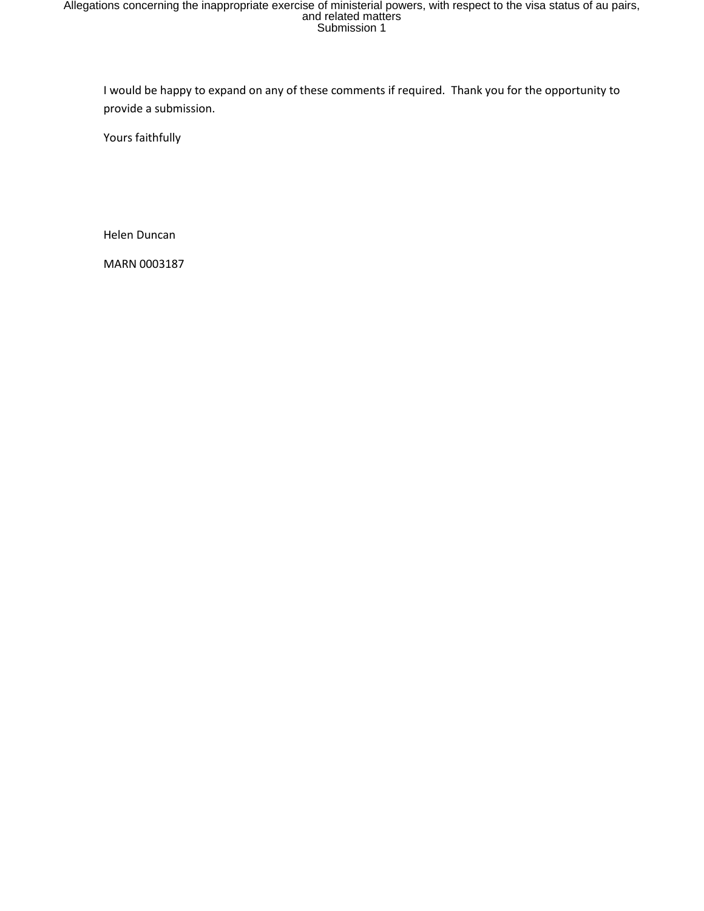I would be happy to expand on any of these comments if required. Thank you for the opportunity to provide a submission.

Yours faithfully

Helen Duncan

MARN 0003187